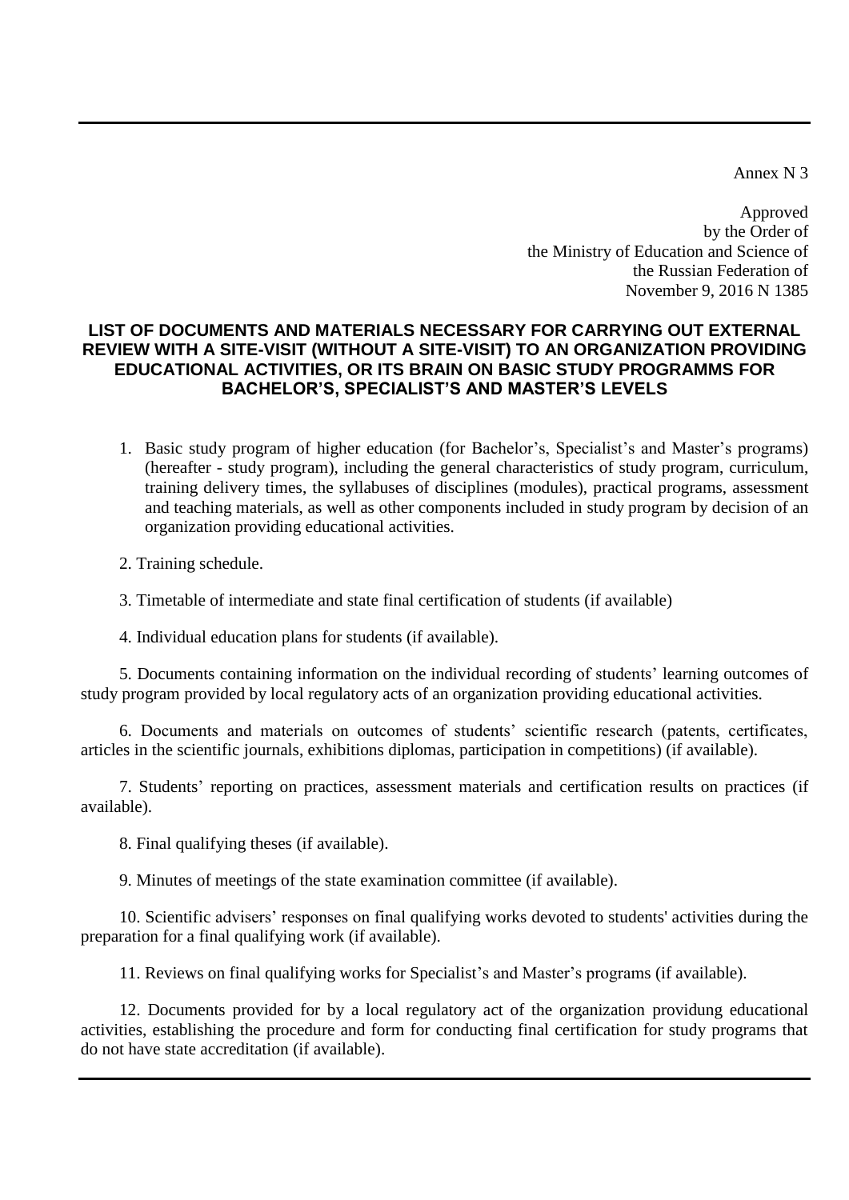Annex N 3

Approved
by the Order of
the Ministry of Education and Science of
the Russian Federation of
November 9, 2016 N 1385

## LIST OF DOCUMENTS AND MATERIALS NECESSARY FOR CARRYING OUT EXTERNAL REVIEW WITH A SITE-VISIT (WITHOUT A SITE-VISIT) TO AN ORGANIZATION PROVIDING EDUCATIONAL ACTIVITIES, OR ITS BRAIN ON BASIC STUDY PROGRAMMS FOR BACHELOR'S, SPECIALIST'S AND MASTER'S LEVELS

1. Basic study program of higher education (for Bachelor's, Specialist's and Master's programs) (hereafter - study program), including the general characteristics of study program, curriculum, training delivery times, the syllabuses of disciplines (modules), practical programs, assessment and teaching materials, as well as other components included in study program by decision of an organization providing educational activities.

2. Training schedule.

3. Timetable of intermediate and state final certification of students (if available)

4. Individual education plans for students (if available).

5. Documents containing information on the individual recording of students' learning outcomes of study program provided by local regulatory acts of an organization providing educational activities.

6. Documents and materials on outcomes of students' scientific research (patents, certificates, articles in the scientific journals, exhibitions diplomas, participation in competitions) (if available).

7. Students' reporting on practices, assessment materials and certification results on practices (if available).

8. Final qualifying theses (if available).

9. Minutes of meetings of the state examination committee (if available).

10. Scientific advisers' responses on final qualifying works devoted to students' activities during the preparation for a final qualifying work (if available).

11. Reviews on final qualifying works for Specialist's and Master's programs (if available).

12. Documents provided for by a local regulatory act of the organization providung educational activities, establishing the procedure and form for conducting final certification for study programs that do not have state accreditation (if available).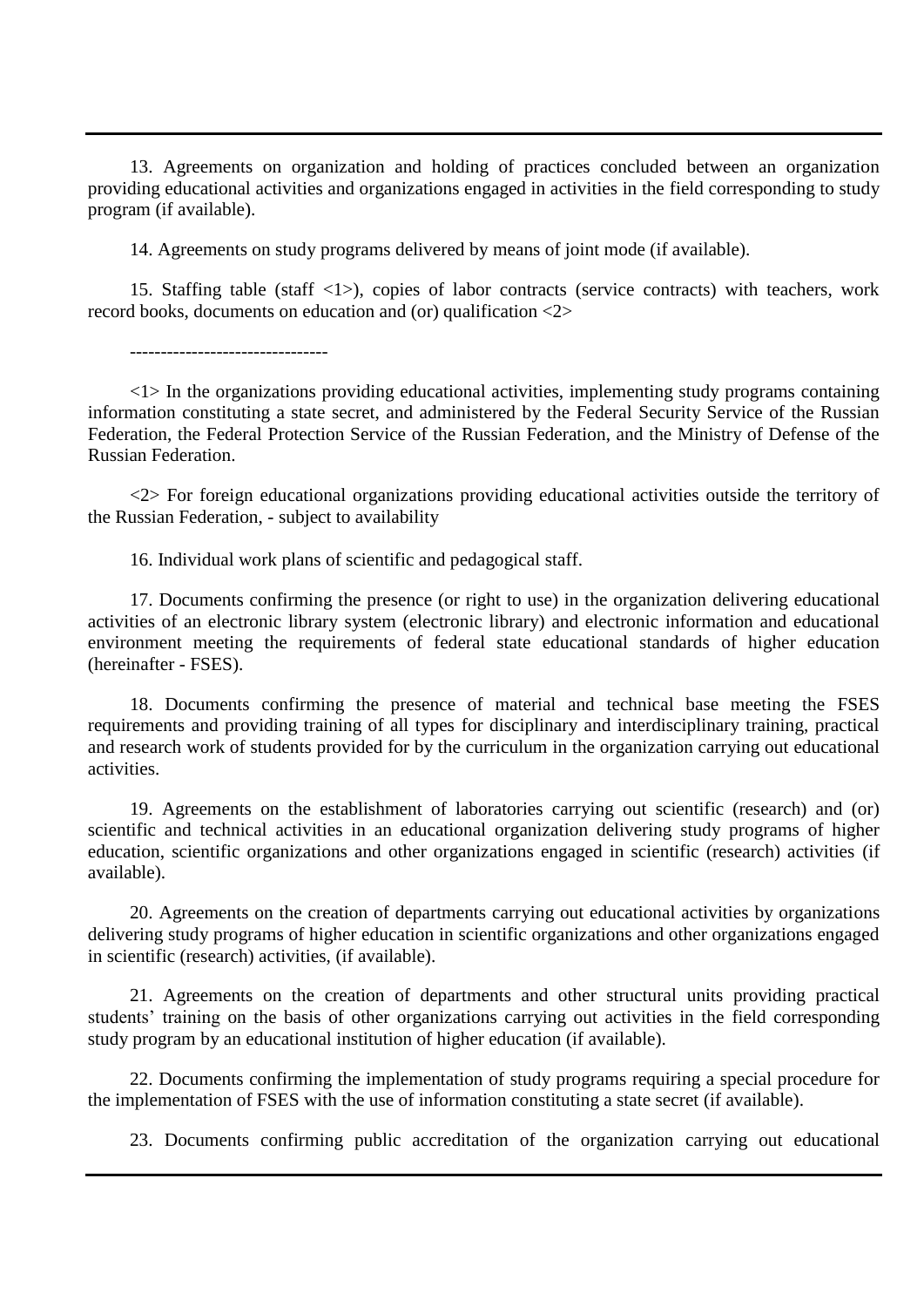13. Agreements on organization and holding of practices concluded between an organization providing educational activities and organizations engaged in activities in the field corresponding to study program (if available).

14. Agreements on study programs delivered by means of joint mode (if available).

15. Staffing table (staff <1>), copies of labor contracts (service contracts) with teachers, work record books, documents on education and (or) qualification <2>

--------------------------------

<1> In the organizations providing educational activities, implementing study programs containing information constituting a state secret, and administered by the Federal Security Service of the Russian Federation, the Federal Protection Service of the Russian Federation, and the Ministry of Defense of the Russian Federation.

<2> For foreign educational organizations providing educational activities outside the territory of the Russian Federation, - subject to availability

16. Individual work plans of scientific and pedagogical staff.

17. Documents confirming the presence (or right to use) in the organization delivering educational activities of an electronic library system (electronic library) and electronic information and educational environment meeting the requirements of federal state educational standards of higher education (hereinafter - FSES).

18. Documents confirming the presence of material and technical base meeting the FSES requirements and providing training of all types for disciplinary and interdisciplinary training, practical and research work of students provided for by the curriculum in the organization carrying out educational activities.

19. Agreements on the establishment of laboratories carrying out scientific (research) and (or) scientific and technical activities in an educational organization delivering study programs of higher education, scientific organizations and other organizations engaged in scientific (research) activities (if available).

20. Agreements on the creation of departments carrying out educational activities by organizations delivering study programs of higher education in scientific organizations and other organizations engaged in scientific (research) activities, (if available).

21. Agreements on the creation of departments and other structural units providing practical students' training on the basis of other organizations carrying out activities in the field corresponding study program by an educational institution of higher education (if available).

22. Documents confirming the implementation of study programs requiring a special procedure for the implementation of FSES with the use of information constituting a state secret (if available).

23. Documents confirming public accreditation of the organization carrying out educational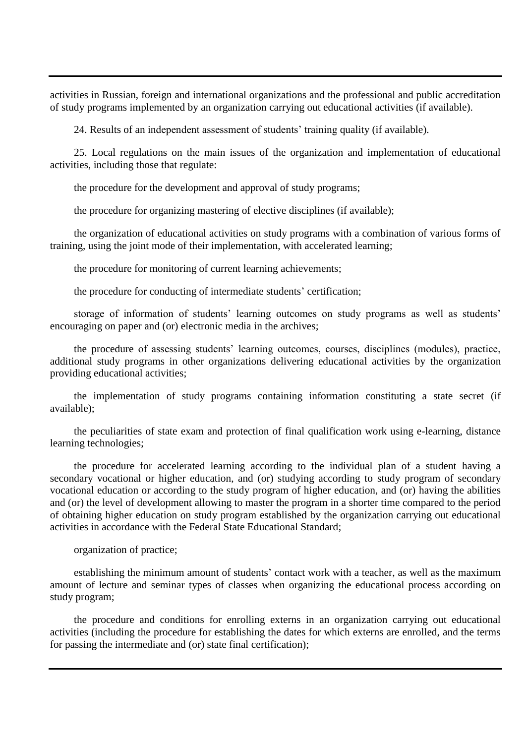activities in Russian, foreign and international organizations and the professional and public accreditation of study programs implemented by an organization carrying out educational activities (if available).

24. Results of an independent assessment of students' training quality (if available).

25. Local regulations on the main issues of the organization and implementation of educational activities, including those that regulate:

the procedure for the development and approval of study programs;

the procedure for organizing mastering of elective disciplines (if available);

the organization of educational activities on study programs with a combination of various forms of training, using the joint mode of their implementation, with accelerated learning;

the procedure for monitoring of current learning achievements;

the procedure for conducting of intermediate students' certification;

storage of information of students' learning outcomes on study programs as well as students' encouraging on paper and (or) electronic media in the archives;

the procedure of assessing students' learning outcomes, courses, disciplines (modules), practice, additional study programs in other organizations delivering educational activities by the organization providing educational activities;

the implementation of study programs containing information constituting a state secret (if available);

the peculiarities of state exam and protection of final qualification work using e-learning, distance learning technologies;

the procedure for accelerated learning according to the individual plan of a student having a secondary vocational or higher education, and (or) studying according to study program of secondary vocational education or according to the study program of higher education, and (or) having the abilities and (or) the level of development allowing to master the program in a shorter time compared to the period of obtaining higher education on study program established by the organization carrying out educational activities in accordance with the Federal State Educational Standard;

organization of practice;

establishing the minimum amount of students' contact work with a teacher, as well as the maximum amount of lecture and seminar types of classes when organizing the educational process according on study program;

the procedure and conditions for enrolling externs in an organization carrying out educational activities (including the procedure for establishing the dates for which externs are enrolled, and the terms for passing the intermediate and (or) state final certification);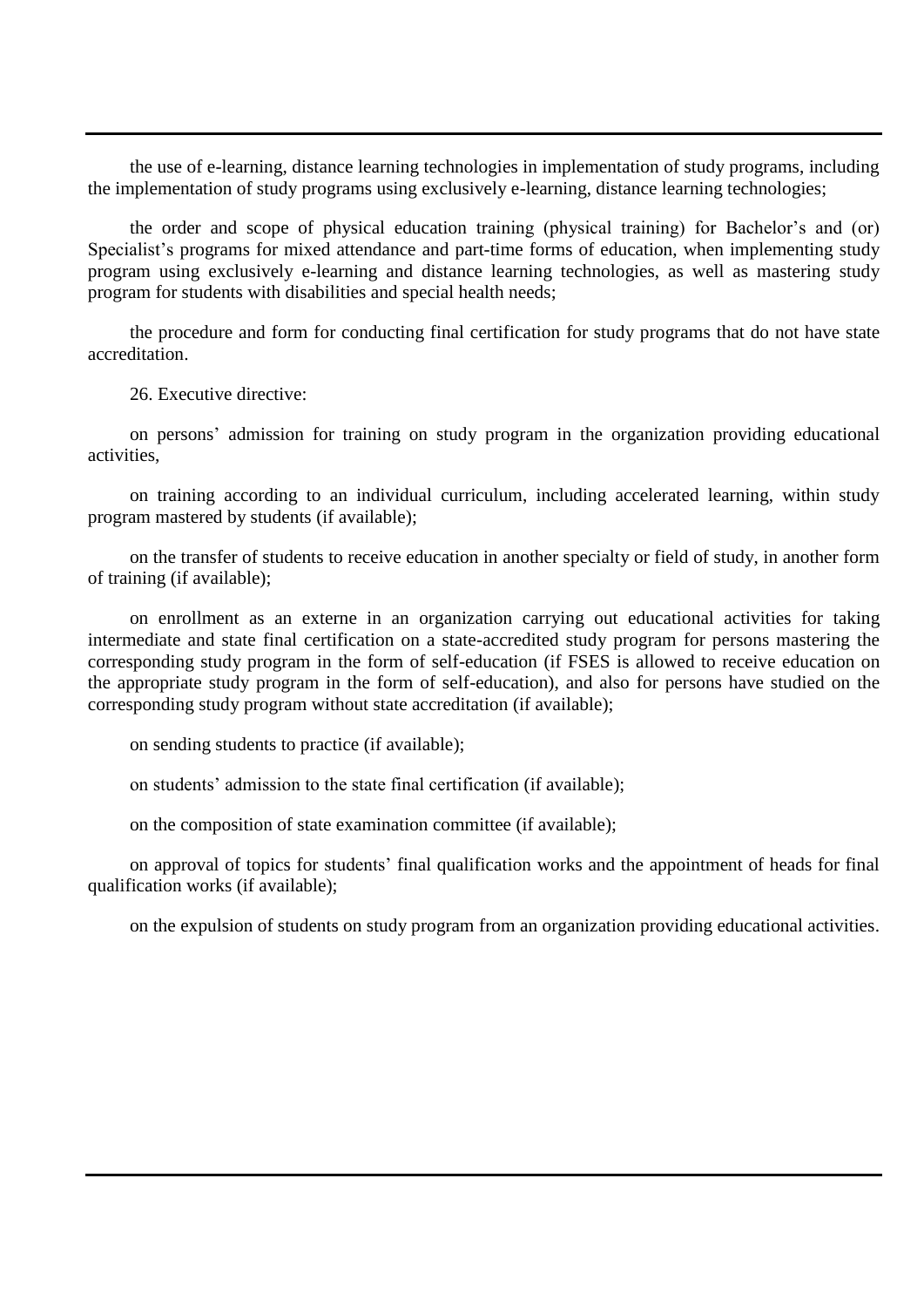the use of e-learning, distance learning technologies in implementation of study programs, including the implementation of study programs using exclusively e-learning, distance learning technologies;

the order and scope of physical education training (physical training) for Bachelor's and (or) Specialist's programs for mixed attendance and part-time forms of education, when implementing study program using exclusively e-learning and distance learning technologies, as well as mastering study program for students with disabilities and special health needs;

the procedure and form for conducting final certification for study programs that do not have state accreditation.

26. Executive directive:

on persons' admission for training on study program in the organization providing educational activities,

on training according to an individual curriculum, including accelerated learning, within study program mastered by students (if available);

on the transfer of students to receive education in another specialty or field of study, in another form of training (if available);

on enrollment as an externe in an organization carrying out educational activities for taking intermediate and state final certification on a state-accredited study program for persons mastering the corresponding study program in the form of self-education (if FSES is allowed to receive education on the appropriate study program in the form of self-education), and also for persons have studied on the corresponding study program without state accreditation (if available);

on sending students to practice (if available);

on students' admission to the state final certification (if available);

on the composition of state examination committee (if available);

on approval of topics for students' final qualification works and the appointment of heads for final qualification works (if available);

on the expulsion of students on study program from an organization providing educational activities.